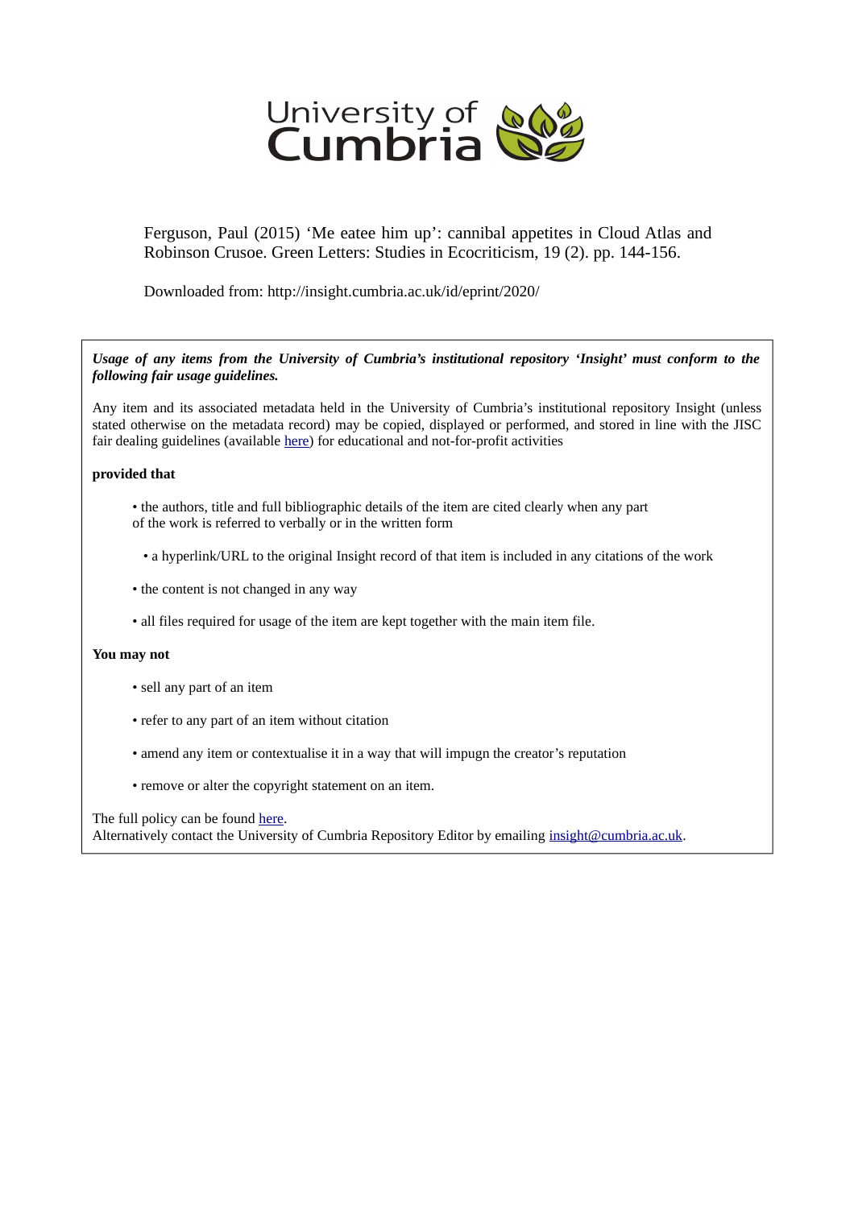University of Cumbria

Ferguson, Paul (2015) 'Me eatee him up': cannibal appetites in Cloud Atlas and Robinson Crusoe. Green Letters: Studies in Ecocriticism, 19 (2). pp. 144-156.

Downloaded from: http://insight.cumbria.ac.uk/id/eprint/2020/

***Usage of any items from the University of Cumbria's institutional repository 'Insight' must conform to the following fair usage guidelines.***

Any item and its associated metadata held in the University of Cumbria's institutional repository Insight (unless stated otherwise on the metadata record) may be copied, displayed or performed, and stored in line with the JISC fair dealing guidelines (available here) for educational and not-for-profit activities

**provided that**

- the authors, title and full bibliographic details of the item are cited clearly when any part of the work is referred to verbally or in the written form
- a hyperlink/URL to the original Insight record of that item is included in any citations of the work
- the content is not changed in any way
- all files required for usage of the item are kept together with the main item file.

**You may not**

- sell any part of an item
- refer to any part of an item without citation
- amend any item or contextualise it in a way that will impugn the creator's reputation
- remove or alter the copyright statement on an item.

The full policy can be found here.
Alternatively contact the University of Cumbria Repository Editor by emailing insight@cumbria.ac.uk.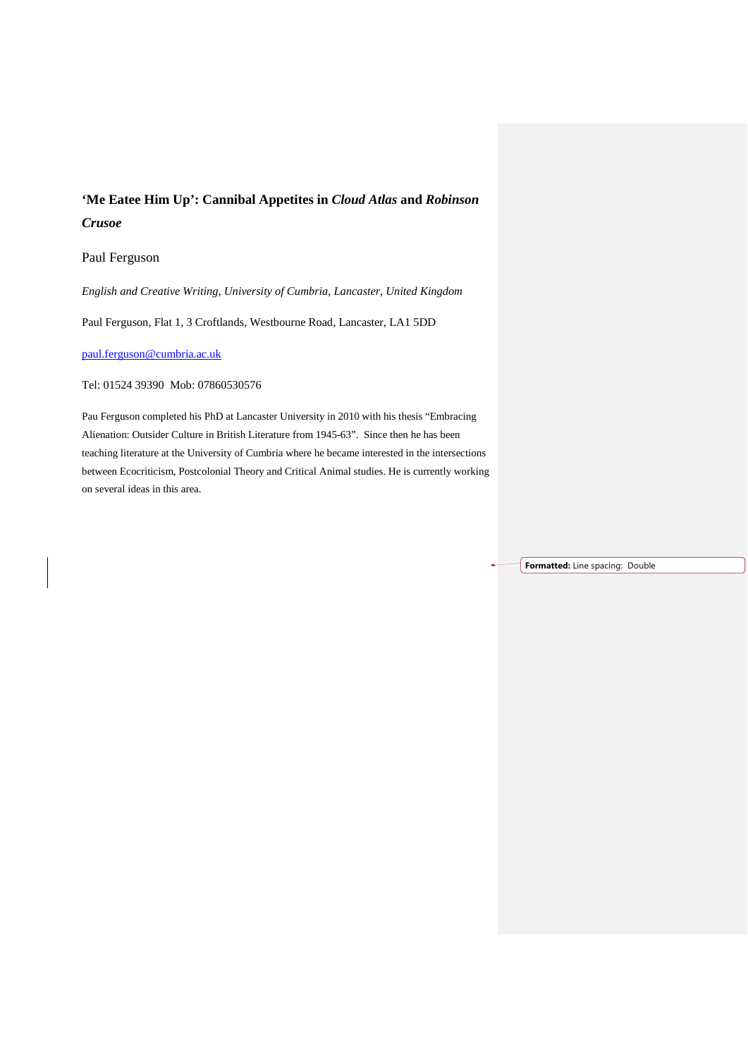# ‘Me Eatee Him Up’: Cannibal Appetites in *Cloud Atlas* and *Robinson Crusoe*

Paul Ferguson

*English and Creative Writing, University of Cumbria, Lancaster, United Kingdom*

Paul Ferguson, Flat 1, 3 Croftlands, Westbourne Road, Lancaster, LA1 5DD

paul.ferguson@cumbria.ac.uk

Tel: 01524 39390  Mob: 07860530576

Pau Ferguson completed his PhD at Lancaster University in 2010 with his thesis “Embracing Alienation: Outsider Culture in British Literature from 1945-63”.  Since then he has been teaching literature at the University of Cumbria where he became interested in the intersections between Ecocriticism, Postcolonial Theory and Critical Animal studies. He is currently working on several ideas in this area.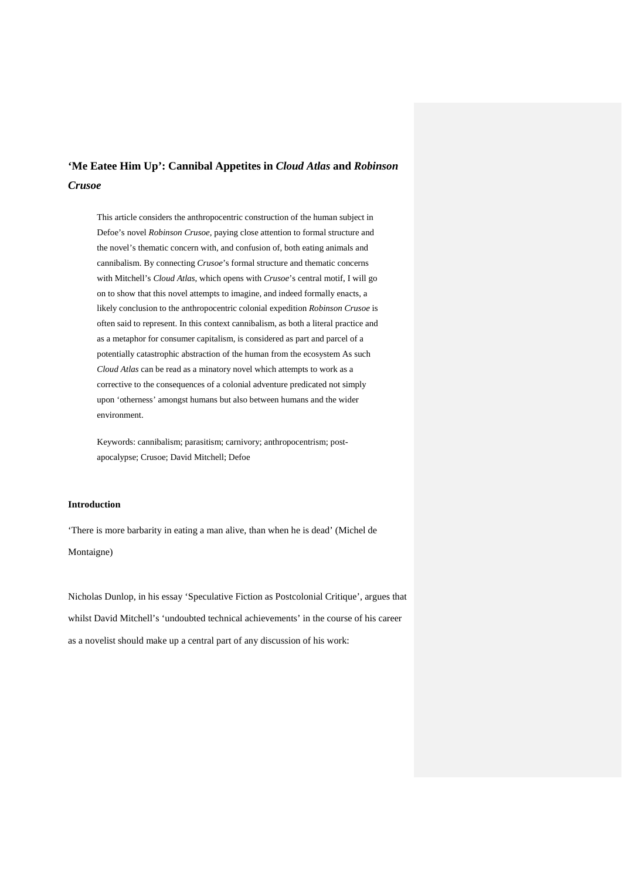# ‘Me Eatee Him Up’: Cannibal Appetites in *Cloud Atlas* and *Robinson Crusoe*

> This article considers the anthropocentric construction of the human subject in Defoe’s novel *Robinson Crusoe*, paying close attention to formal structure and the novel’s thematic concern with, and confusion of, both eating animals and cannibalism. By connecting *Crusoe*’s formal structure and thematic concerns with Mitchell’s *Cloud Atlas*, which opens with *Crusoe*’s central motif, I will go on to show that this novel attempts to imagine, and indeed formally enacts, a likely conclusion to the anthropocentric colonial expedition *Robinson Crusoe* is often said to represent. In this context cannibalism, as both a literal practice and as a metaphor for consumer capitalism, is considered as part and parcel of a potentially catastrophic abstraction of the human from the ecosystem As such *Cloud Atlas* can be read as a minatory novel which attempts to work as a corrective to the consequences of a colonial adventure predicated not simply upon ‘otherness’ amongst humans but also between humans and the wider environment.
>
> Keywords: cannibalism; parasitism; carnivory; anthropocentrism; post-apocalypse; Crusoe; David Mitchell; Defoe

## Introduction

‘There is more barbarity in eating a man alive, than when he is dead’ (Michel de Montaigne)

Nicholas Dunlop, in his essay ‘Speculative Fiction as Postcolonial Critique’, argues that whilst David Mitchell’s ‘undoubted technical achievements’ in the course of his career as a novelist should make up a central part of any discussion of his work: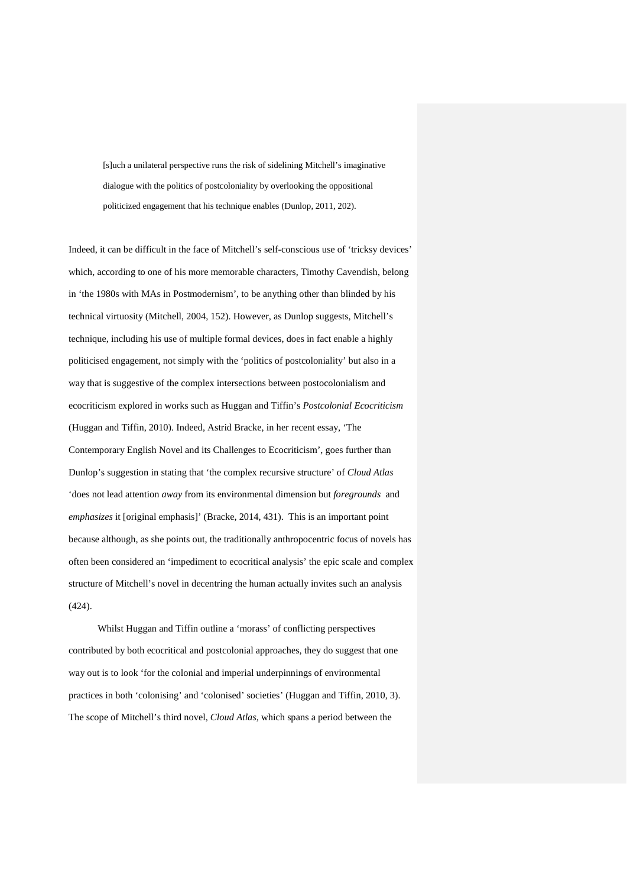> [s]uch a unilateral perspective runs the risk of sidelining Mitchell's imaginative dialogue with the politics of postcoloniality by overlooking the oppositional politicized engagement that his technique enables (Dunlop, 2011, 202).

Indeed, it can be difficult in the face of Mitchell's self-conscious use of 'tricksy devices' which, according to one of his more memorable characters, Timothy Cavendish, belong in 'the 1980s with MAs in Postmodernism', to be anything other than blinded by his technical virtuosity (Mitchell, 2004, 152). However, as Dunlop suggests, Mitchell's technique, including his use of multiple formal devices, does in fact enable a highly politicised engagement, not simply with the 'politics of postcoloniality' but also in a way that is suggestive of the complex intersections between postocolonialism and ecocriticism explored in works such as Huggan and Tiffin's *Postcolonial Ecocriticism* (Huggan and Tiffin, 2010). Indeed, Astrid Bracke, in her recent essay, 'The Contemporary English Novel and its Challenges to Ecocriticism', goes further than Dunlop's suggestion in stating that 'the complex recursive structure' of *Cloud Atlas* 'does not lead attention *away* from its environmental dimension but *foregrounds* and *emphasizes* it [original emphasis]' (Bracke, 2014, 431). This is an important point because although, as she points out, the traditionally anthropocentric focus of novels has often been considered an 'impediment to ecocritical analysis' the epic scale and complex structure of Mitchell's novel in decentring the human actually invites such an analysis (424).

Whilst Huggan and Tiffin outline a 'morass' of conflicting perspectives contributed by both ecocritical and postcolonial approaches, they do suggest that one way out is to look 'for the colonial and imperial underpinnings of environmental practices in both 'colonising' and 'colonised' societies' (Huggan and Tiffin, 2010, 3). The scope of Mitchell's third novel, *Cloud Atlas*, which spans a period between the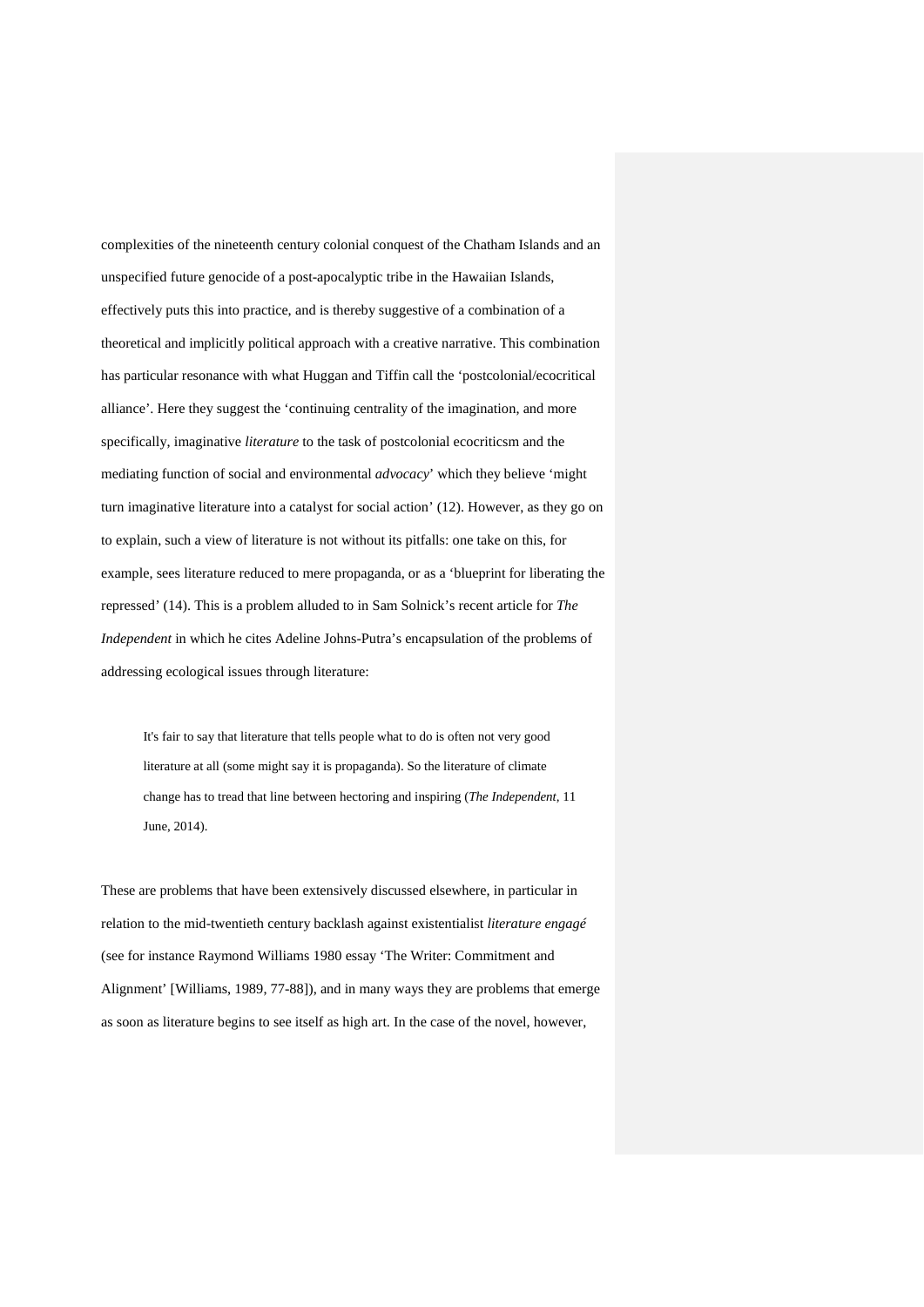complexities of the nineteenth century colonial conquest of the Chatham Islands and an unspecified future genocide of a post-apocalyptic tribe in the Hawaiian Islands, effectively puts this into practice, and is thereby suggestive of a combination of a theoretical and implicitly political approach with a creative narrative. This combination has particular resonance with what Huggan and Tiffin call the 'postcolonial/ecocritical alliance'. Here they suggest the 'continuing centrality of the imagination, and more specifically, imaginative *literature* to the task of postcolonial ecocriticsm and the mediating function of social and environmental *advocacy*' which they believe 'might turn imaginative literature into a catalyst for social action' (12). However, as they go on to explain, such a view of literature is not without its pitfalls: one take on this, for example, sees literature reduced to mere propaganda, or as a 'blueprint for liberating the repressed' (14). This is a problem alluded to in Sam Solnick's recent article for *The Independent* in which he cites Adeline Johns-Putra's encapsulation of the problems of addressing ecological issues through literature:

> It's fair to say that literature that tells people what to do is often not very good literature at all (some might say it is propaganda). So the literature of climate change has to tread that line between hectoring and inspiring (*The Independent*, 11 June, 2014).

These are problems that have been extensively discussed elsewhere, in particular in relation to the mid-twentieth century backlash against existentialist *literature engagé* (see for instance Raymond Williams 1980 essay 'The Writer: Commitment and Alignment' [Williams, 1989, 77-88]), and in many ways they are problems that emerge as soon as literature begins to see itself as high art. In the case of the novel, however,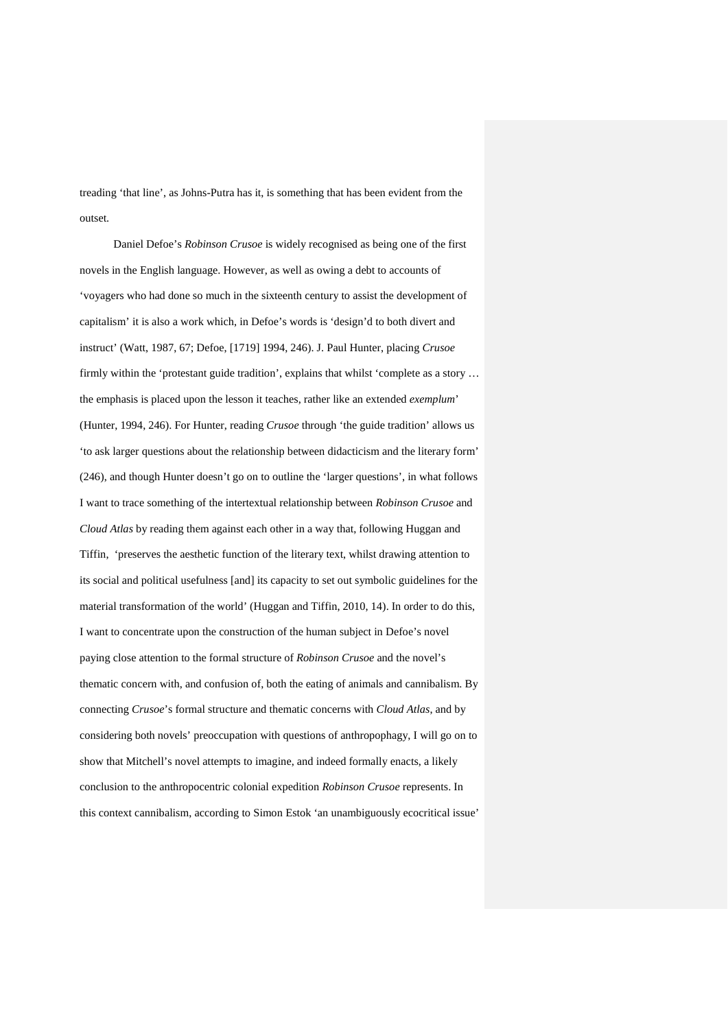treading 'that line', as Johns-Putra has it, is something that has been evident from the outset.

Daniel Defoe's *Robinson Crusoe* is widely recognised as being one of the first novels in the English language. However, as well as owing a debt to accounts of 'voyagers who had done so much in the sixteenth century to assist the development of capitalism' it is also a work which, in Defoe's words is 'design'd to both divert and instruct' (Watt, 1987, 67; Defoe, [1719] 1994, 246). J. Paul Hunter, placing *Crusoe* firmly within the 'protestant guide tradition', explains that whilst 'complete as a story … the emphasis is placed upon the lesson it teaches, rather like an extended *exemplum*' (Hunter, 1994, 246). For Hunter, reading *Crusoe* through 'the guide tradition' allows us 'to ask larger questions about the relationship between didacticism and the literary form' (246), and though Hunter doesn't go on to outline the 'larger questions', in what follows I want to trace something of the intertextual relationship between *Robinson Crusoe* and *Cloud Atlas* by reading them against each other in a way that, following Huggan and Tiffin, 'preserves the aesthetic function of the literary text, whilst drawing attention to its social and political usefulness [and] its capacity to set out symbolic guidelines for the material transformation of the world' (Huggan and Tiffin, 2010, 14). In order to do this, I want to concentrate upon the construction of the human subject in Defoe's novel paying close attention to the formal structure of *Robinson Crusoe* and the novel's thematic concern with, and confusion of, both the eating of animals and cannibalism. By connecting *Crusoe*'s formal structure and thematic concerns with *Cloud Atlas*, and by considering both novels' preoccupation with questions of anthropophagy, I will go on to show that Mitchell's novel attempts to imagine, and indeed formally enacts, a likely conclusion to the anthropocentric colonial expedition *Robinson Crusoe* represents. In this context cannibalism, according to Simon Estok 'an unambiguously ecocritical issue'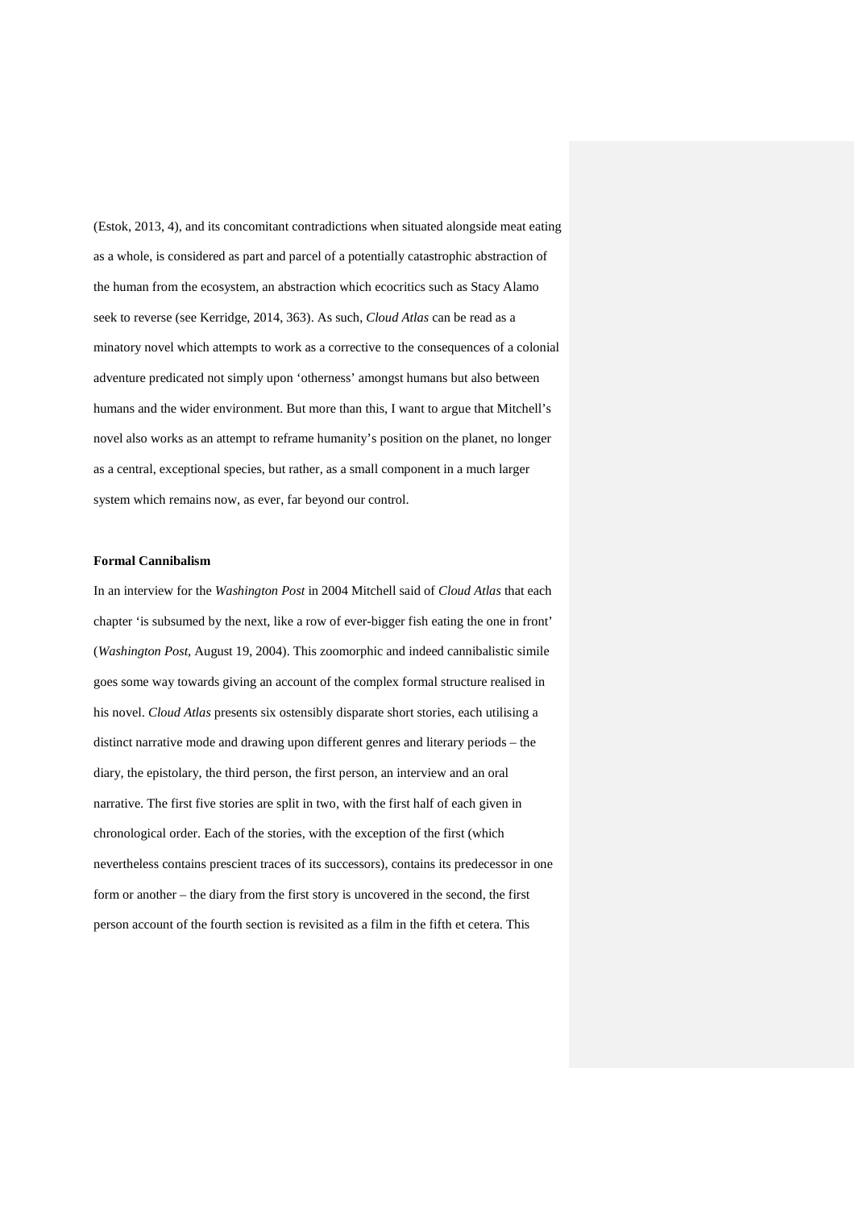(Estok, 2013, 4), and its concomitant contradictions when situated alongside meat eating as a whole, is considered as part and parcel of a potentially catastrophic abstraction of the human from the ecosystem, an abstraction which ecocritics such as Stacy Alamo seek to reverse (see Kerridge, 2014, 363). As such, *Cloud Atlas* can be read as a minatory novel which attempts to work as a corrective to the consequences of a colonial adventure predicated not simply upon 'otherness' amongst humans but also between humans and the wider environment. But more than this, I want to argue that Mitchell's novel also works as an attempt to reframe humanity's position on the planet, no longer as a central, exceptional species, but rather, as a small component in a much larger system which remains now, as ever, far beyond our control.

**Formal Cannibalism**

In an interview for the *Washington Post* in 2004 Mitchell said of *Cloud Atlas* that each chapter 'is subsumed by the next, like a row of ever-bigger fish eating the one in front' (*Washington Post*, August 19, 2004). This zoomorphic and indeed cannibalistic simile goes some way towards giving an account of the complex formal structure realised in his novel. *Cloud Atlas* presents six ostensibly disparate short stories, each utilising a distinct narrative mode and drawing upon different genres and literary periods – the diary, the epistolary, the third person, the first person, an interview and an oral narrative. The first five stories are split in two, with the first half of each given in chronological order. Each of the stories, with the exception of the first (which nevertheless contains prescient traces of its successors), contains its predecessor in one form or another – the diary from the first story is uncovered in the second, the first person account of the fourth section is revisited as a film in the fifth et cetera. This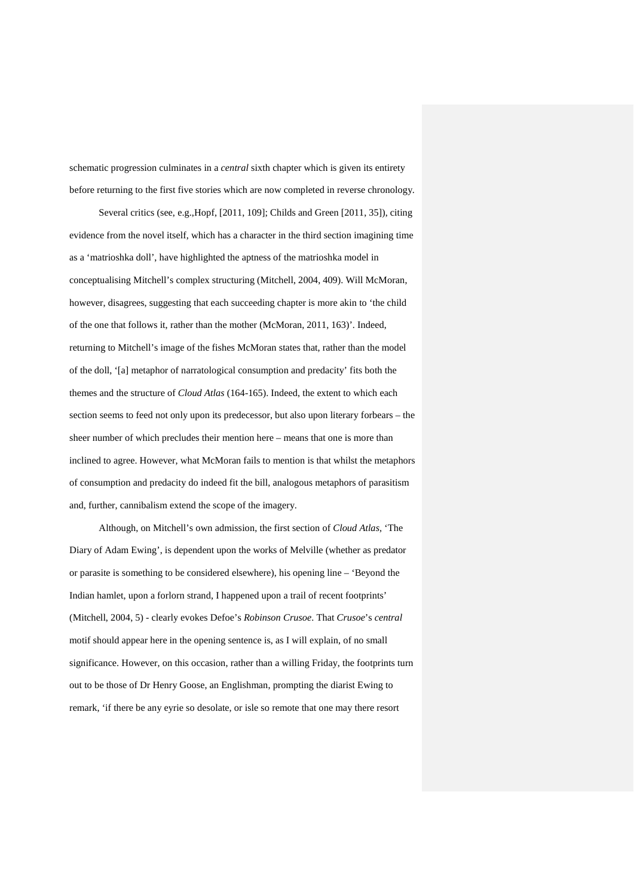schematic progression culminates in a *central* sixth chapter which is given its entirety before returning to the first five stories which are now completed in reverse chronology.

Several critics (see, e.g.,Hopf, [2011, 109]; Childs and Green [2011, 35]), citing evidence from the novel itself, which has a character in the third section imagining time as a 'matrioshka doll', have highlighted the aptness of the matrioshka model in conceptualising Mitchell's complex structuring (Mitchell, 2004, 409). Will McMoran, however, disagrees, suggesting that each succeeding chapter is more akin to 'the child of the one that follows it, rather than the mother (McMoran, 2011, 163)'. Indeed, returning to Mitchell's image of the fishes McMoran states that, rather than the model of the doll, '[a] metaphor of narratological consumption and predacity' fits both the themes and the structure of *Cloud Atlas* (164-165). Indeed, the extent to which each section seems to feed not only upon its predecessor, but also upon literary forbears – the sheer number of which precludes their mention here – means that one is more than inclined to agree. However, what McMoran fails to mention is that whilst the metaphors of consumption and predacity do indeed fit the bill, analogous metaphors of parasitism and, further, cannibalism extend the scope of the imagery.

Although, on Mitchell's own admission, the first section of *Cloud Atlas*, 'The Diary of Adam Ewing', is dependent upon the works of Melville (whether as predator or parasite is something to be considered elsewhere), his opening line – 'Beyond the Indian hamlet, upon a forlorn strand, I happened upon a trail of recent footprints' (Mitchell, 2004, 5) - clearly evokes Defoe's *Robinson Crusoe*. That *Crusoe*'s *central* motif should appear here in the opening sentence is, as I will explain, of no small significance. However, on this occasion, rather than a willing Friday, the footprints turn out to be those of Dr Henry Goose, an Englishman, prompting the diarist Ewing to remark, 'if there be any eyrie so desolate, or isle so remote that one may there resort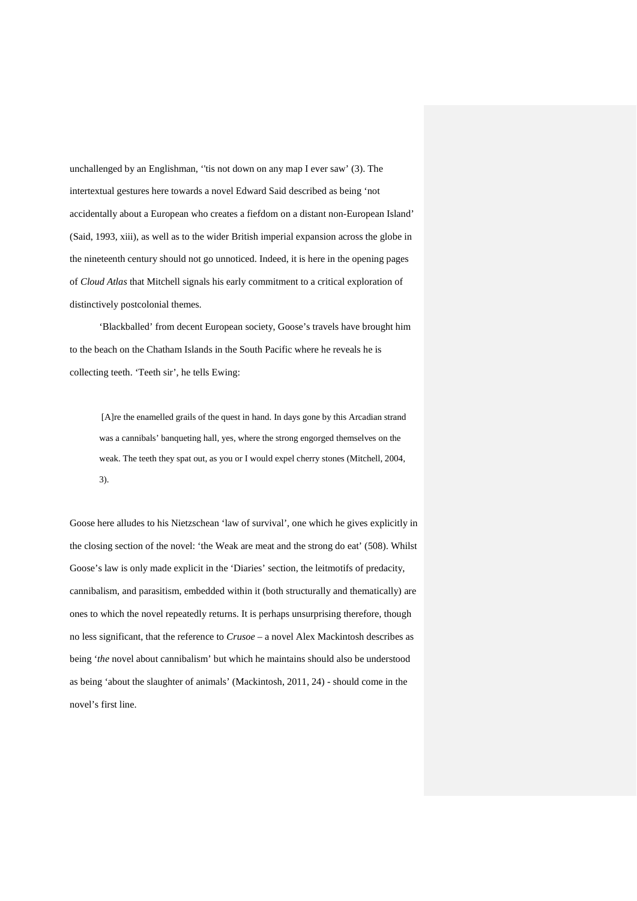unchallenged by an Englishman, ''tis not down on any map I ever saw' (3). The intertextual gestures here towards a novel Edward Said described as being 'not accidentally about a European who creates a fiefdom on a distant non-European Island' (Said, 1993, xiii), as well as to the wider British imperial expansion across the globe in the nineteenth century should not go unnoticed. Indeed, it is here in the opening pages of *Cloud Atlas* that Mitchell signals his early commitment to a critical exploration of distinctively postcolonial themes.

'Blackballed' from decent European society, Goose's travels have brought him to the beach on the Chatham Islands in the South Pacific where he reveals he is collecting teeth. 'Teeth sir', he tells Ewing:

> [A]re the enamelled grails of the quest in hand. In days gone by this Arcadian strand was a cannibals' banqueting hall, yes, where the strong engorged themselves on the weak. The teeth they spat out, as you or I would expel cherry stones (Mitchell, 2004, 3).

Goose here alludes to his Nietzschean 'law of survival', one which he gives explicitly in the closing section of the novel: 'the Weak are meat and the strong do eat' (508). Whilst Goose's law is only made explicit in the 'Diaries' section, the leitmotifs of predacity, cannibalism, and parasitism, embedded within it (both structurally and thematically) are ones to which the novel repeatedly returns. It is perhaps unsurprising therefore, though no less significant, that the reference to *Crusoe* – a novel Alex Mackintosh describes as being '*the* novel about cannibalism' but which he maintains should also be understood as being 'about the slaughter of animals' (Mackintosh, 2011, 24) - should come in the novel's first line.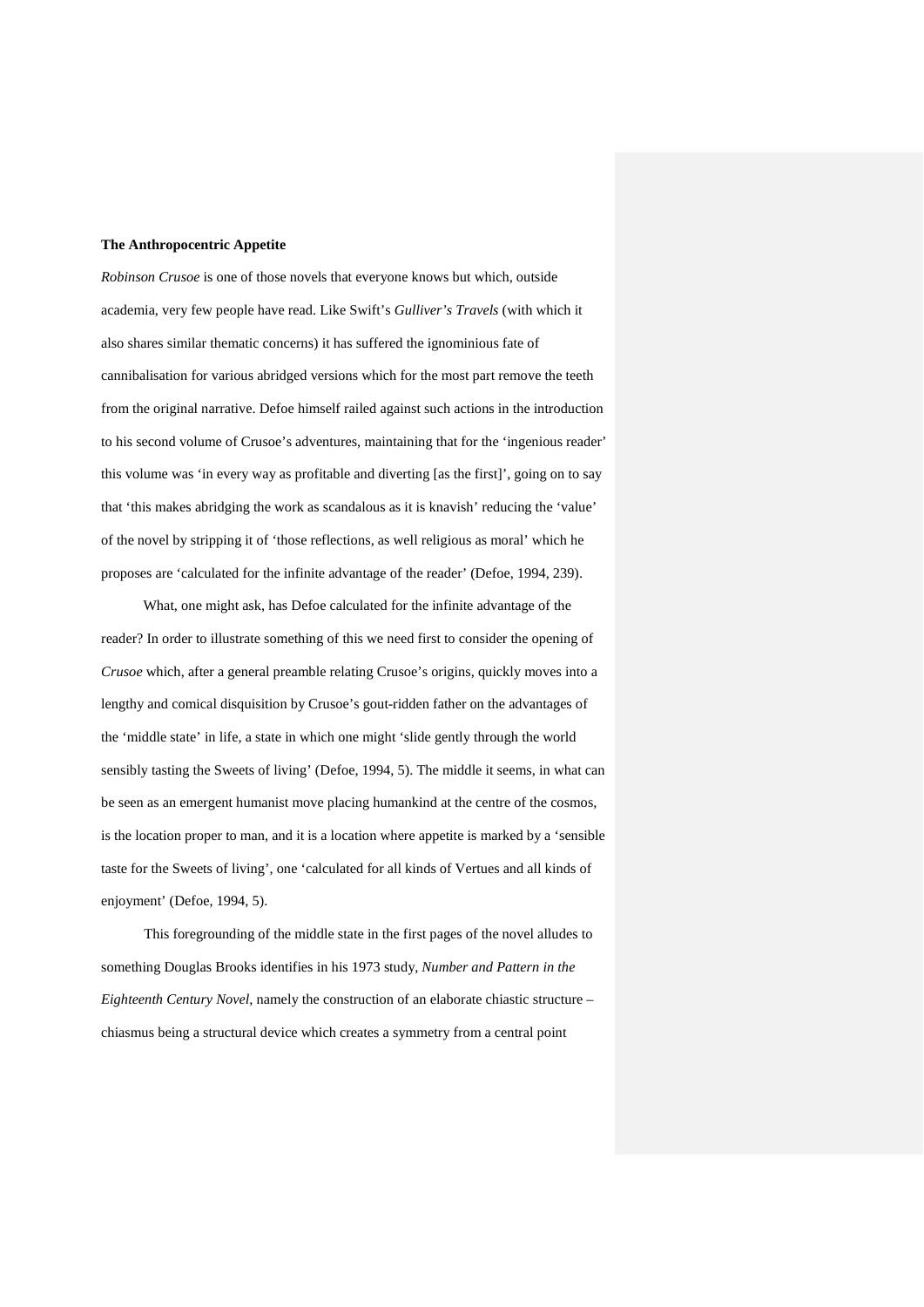**The Anthropocentric Appetite**

*Robinson Crusoe* is one of those novels that everyone knows but which, outside academia, very few people have read. Like Swift's *Gulliver's Travels* (with which it also shares similar thematic concerns) it has suffered the ignominious fate of cannibalisation for various abridged versions which for the most part remove the teeth from the original narrative. Defoe himself railed against such actions in the introduction to his second volume of Crusoe's adventures, maintaining that for the 'ingenious reader' this volume was 'in every way as profitable and diverting [as the first]', going on to say that 'this makes abridging the work as scandalous as it is knavish' reducing the 'value' of the novel by stripping it of 'those reflections, as well religious as moral' which he proposes are 'calculated for the infinite advantage of the reader' (Defoe, 1994, 239).

What, one might ask, has Defoe calculated for the infinite advantage of the reader? In order to illustrate something of this we need first to consider the opening of *Crusoe* which, after a general preamble relating Crusoe's origins, quickly moves into a lengthy and comical disquisition by Crusoe's gout-ridden father on the advantages of the 'middle state' in life, a state in which one might 'slide gently through the world sensibly tasting the Sweets of living' (Defoe, 1994, 5). The middle it seems, in what can be seen as an emergent humanist move placing humankind at the centre of the cosmos, is the location proper to man, and it is a location where appetite is marked by a 'sensible taste for the Sweets of living', one 'calculated for all kinds of Vertues and all kinds of enjoyment' (Defoe, 1994, 5).

This foregrounding of the middle state in the first pages of the novel alludes to something Douglas Brooks identifies in his 1973 study, *Number and Pattern in the Eighteenth Century Novel*, namely the construction of an elaborate chiastic structure – chiasmus being a structural device which creates a symmetry from a central point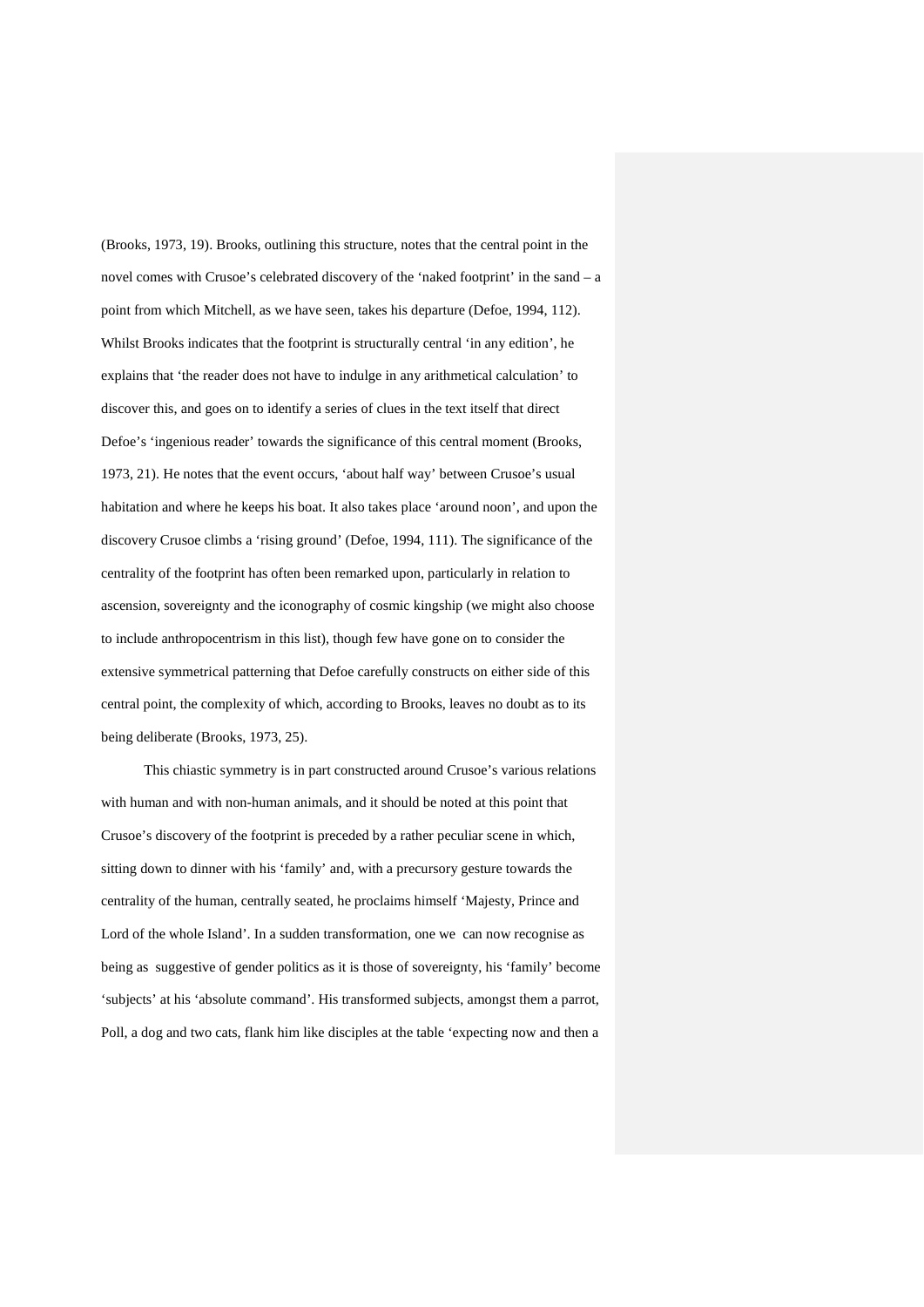(Brooks, 1973, 19). Brooks, outlining this structure, notes that the central point in the novel comes with Crusoe's celebrated discovery of the 'naked footprint' in the sand – a point from which Mitchell, as we have seen, takes his departure (Defoe, 1994, 112). Whilst Brooks indicates that the footprint is structurally central 'in any edition', he explains that 'the reader does not have to indulge in any arithmetical calculation' to discover this, and goes on to identify a series of clues in the text itself that direct Defoe's 'ingenious reader' towards the significance of this central moment (Brooks, 1973, 21). He notes that the event occurs, 'about half way' between Crusoe's usual habitation and where he keeps his boat. It also takes place 'around noon', and upon the discovery Crusoe climbs a 'rising ground' (Defoe, 1994, 111). The significance of the centrality of the footprint has often been remarked upon, particularly in relation to ascension, sovereignty and the iconography of cosmic kingship (we might also choose to include anthropocentrism in this list), though few have gone on to consider the extensive symmetrical patterning that Defoe carefully constructs on either side of this central point, the complexity of which, according to Brooks, leaves no doubt as to its being deliberate (Brooks, 1973, 25).

This chiastic symmetry is in part constructed around Crusoe's various relations with human and with non-human animals, and it should be noted at this point that Crusoe's discovery of the footprint is preceded by a rather peculiar scene in which, sitting down to dinner with his 'family' and, with a precursory gesture towards the centrality of the human, centrally seated, he proclaims himself 'Majesty, Prince and Lord of the whole Island'. In a sudden transformation, one we can now recognise as being as suggestive of gender politics as it is those of sovereignty, his 'family' become 'subjects' at his 'absolute command'. His transformed subjects, amongst them a parrot, Poll, a dog and two cats, flank him like disciples at the table 'expecting now and then a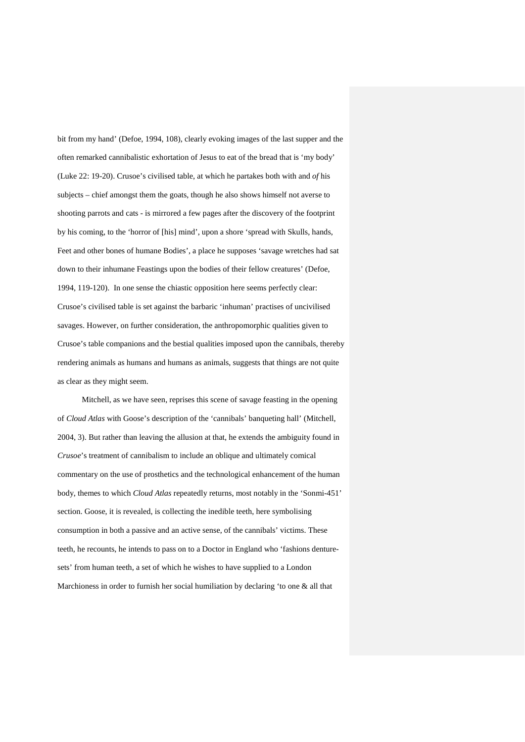bit from my hand' (Defoe, 1994, 108), clearly evoking images of the last supper and the often remarked cannibalistic exhortation of Jesus to eat of the bread that is 'my body' (Luke 22: 19-20). Crusoe's civilised table, at which he partakes both with and *of* his subjects – chief amongst them the goats, though he also shows himself not averse to shooting parrots and cats - is mirrored a few pages after the discovery of the footprint by his coming, to the 'horror of [his] mind', upon a shore 'spread with Skulls, hands, Feet and other bones of humane Bodies', a place he supposes 'savage wretches had sat down to their inhumane Feastings upon the bodies of their fellow creatures' (Defoe, 1994, 119-120). In one sense the chiastic opposition here seems perfectly clear: Crusoe's civilised table is set against the barbaric 'inhuman' practises of uncivilised savages. However, on further consideration, the anthropomorphic qualities given to Crusoe's table companions and the bestial qualities imposed upon the cannibals, thereby rendering animals as humans and humans as animals, suggests that things are not quite as clear as they might seem.

Mitchell, as we have seen, reprises this scene of savage feasting in the opening of *Cloud Atlas* with Goose's description of the 'cannibals' banqueting hall' (Mitchell, 2004, 3). But rather than leaving the allusion at that, he extends the ambiguity found in *Crusoe*'s treatment of cannibalism to include an oblique and ultimately comical commentary on the use of prosthetics and the technological enhancement of the human body, themes to which *Cloud Atlas* repeatedly returns, most notably in the 'Sonmi-451' section. Goose, it is revealed, is collecting the inedible teeth, here symbolising consumption in both a passive and an active sense, of the cannibals' victims. These teeth, he recounts, he intends to pass on to a Doctor in England who 'fashions denture-sets' from human teeth, a set of which he wishes to have supplied to a London Marchioness in order to furnish her social humiliation by declaring 'to one & all that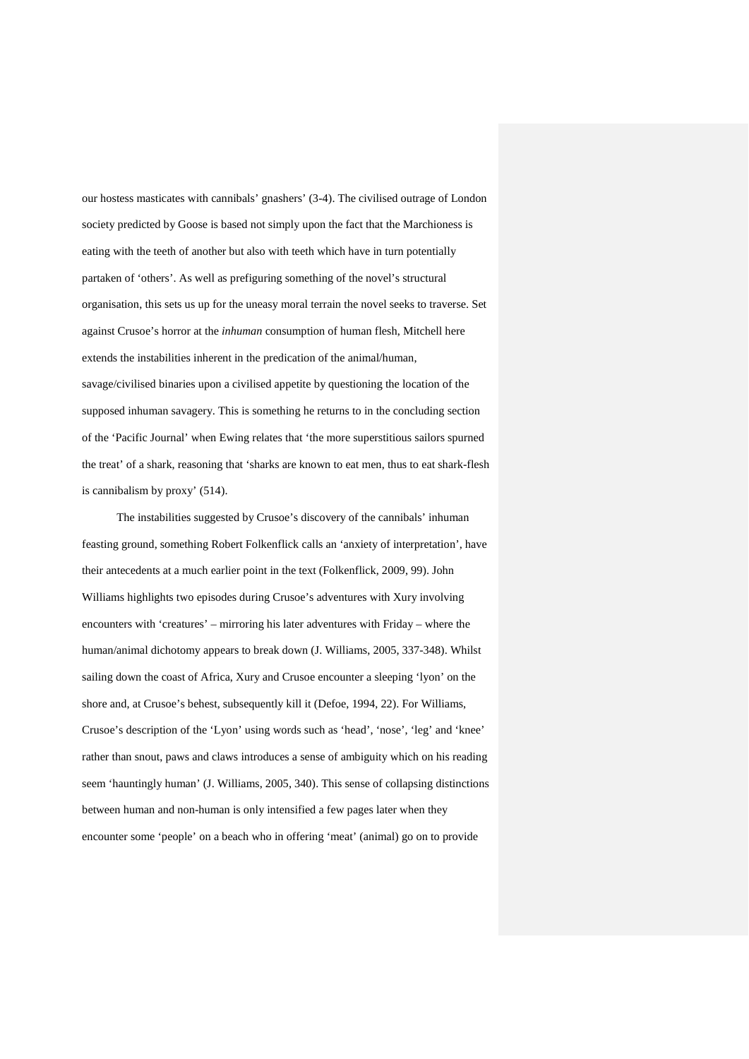our hostess masticates with cannibals' gnashers' (3-4). The civilised outrage of London society predicted by Goose is based not simply upon the fact that the Marchioness is eating with the teeth of another but also with teeth which have in turn potentially partaken of 'others'. As well as prefiguring something of the novel's structural organisation, this sets us up for the uneasy moral terrain the novel seeks to traverse. Set against Crusoe's horror at the *inhuman* consumption of human flesh, Mitchell here extends the instabilities inherent in the predication of the animal/human, savage/civilised binaries upon a civilised appetite by questioning the location of the supposed inhuman savagery. This is something he returns to in the concluding section of the 'Pacific Journal' when Ewing relates that 'the more superstitious sailors spurned the treat' of a shark, reasoning that 'sharks are known to eat men, thus to eat shark-flesh is cannibalism by proxy' (514).

The instabilities suggested by Crusoe's discovery of the cannibals' inhuman feasting ground, something Robert Folkenflick calls an 'anxiety of interpretation', have their antecedents at a much earlier point in the text (Folkenflick, 2009, 99). John Williams highlights two episodes during Crusoe's adventures with Xury involving encounters with 'creatures' – mirroring his later adventures with Friday – where the human/animal dichotomy appears to break down (J. Williams, 2005, 337-348). Whilst sailing down the coast of Africa, Xury and Crusoe encounter a sleeping 'lyon' on the shore and, at Crusoe's behest, subsequently kill it (Defoe, 1994, 22). For Williams, Crusoe's description of the 'Lyon' using words such as 'head', 'nose', 'leg' and 'knee' rather than snout, paws and claws introduces a sense of ambiguity which on his reading seem 'hauntingly human' (J. Williams, 2005, 340). This sense of collapsing distinctions between human and non-human is only intensified a few pages later when they encounter some 'people' on a beach who in offering 'meat' (animal) go on to provide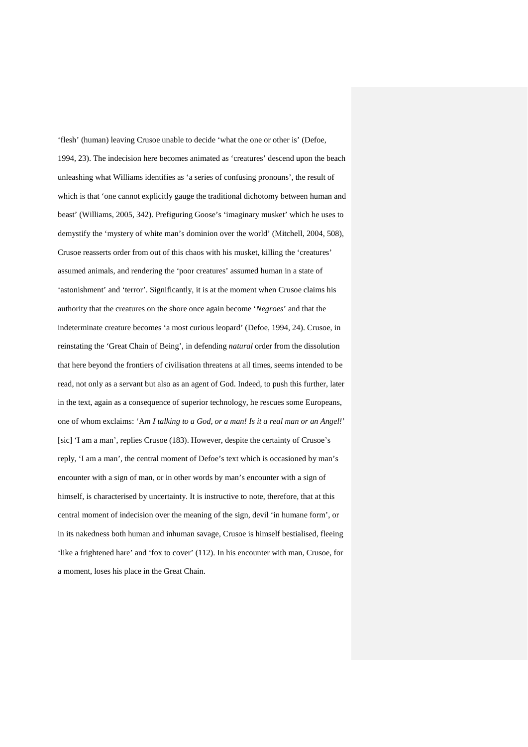'flesh' (human) leaving Crusoe unable to decide 'what the one or other is' (Defoe, 1994, 23). The indecision here becomes animated as 'creatures' descend upon the beach unleashing what Williams identifies as 'a series of confusing pronouns', the result of which is that 'one cannot explicitly gauge the traditional dichotomy between human and beast' (Williams, 2005, 342). Prefiguring Goose's 'imaginary musket' which he uses to demystify the 'mystery of white man's dominion over the world' (Mitchell, 2004, 508), Crusoe reasserts order from out of this chaos with his musket, killing the 'creatures' assumed animals, and rendering the 'poor creatures' assumed human in a state of 'astonishment' and 'terror'. Significantly, it is at the moment when Crusoe claims his authority that the creatures on the shore once again become '*Negroes*' and that the indeterminate creature becomes 'a most curious leopard' (Defoe, 1994, 24). Crusoe, in reinstating the 'Great Chain of Being', in defending *natural* order from the dissolution that here beyond the frontiers of civilisation threatens at all times, seems intended to be read, not only as a servant but also as an agent of God. Indeed, to push this further, later in the text, again as a consequence of superior technology, he rescues some Europeans, one of whom exclaims: 'A*m I talking to a God, or a man! Is it a real man or an Angel!*' [sic] 'I am a man', replies Crusoe (183). However, despite the certainty of Crusoe's reply, 'I am a man', the central moment of Defoe's text which is occasioned by man's encounter with a sign of man, or in other words by man's encounter with a sign of himself, is characterised by uncertainty. It is instructive to note, therefore, that at this central moment of indecision over the meaning of the sign, devil 'in humane form', or in its nakedness both human and inhuman savage, Crusoe is himself bestialised, fleeing 'like a frightened hare' and 'fox to cover' (112). In his encounter with man, Crusoe, for a moment, loses his place in the Great Chain.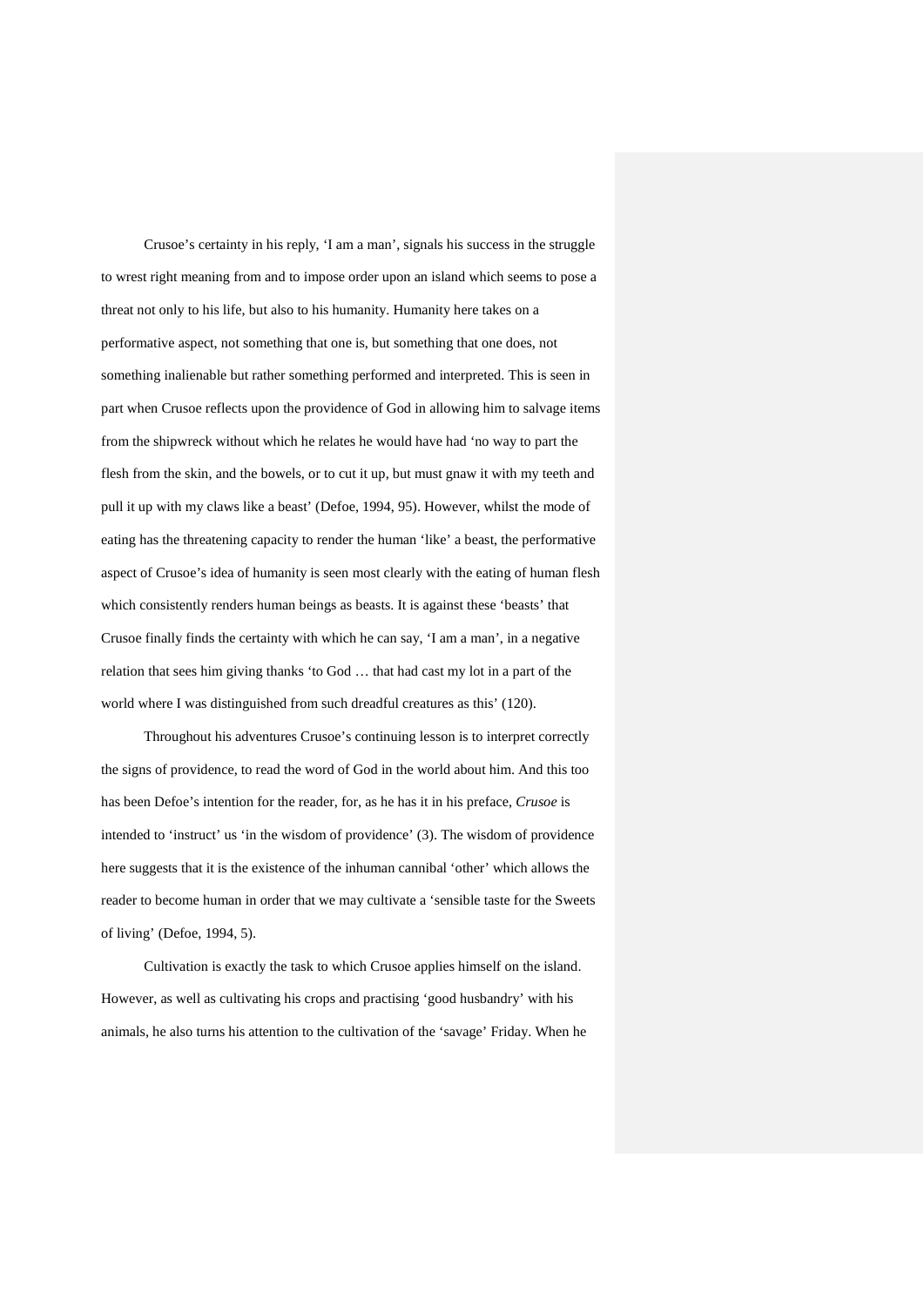Crusoe's certainty in his reply, 'I am a man', signals his success in the struggle to wrest right meaning from and to impose order upon an island which seems to pose a threat not only to his life, but also to his humanity. Humanity here takes on a performative aspect, not something that one is, but something that one does, not something inalienable but rather something performed and interpreted. This is seen in part when Crusoe reflects upon the providence of God in allowing him to salvage items from the shipwreck without which he relates he would have had 'no way to part the flesh from the skin, and the bowels, or to cut it up, but must gnaw it with my teeth and pull it up with my claws like a beast' (Defoe, 1994, 95). However, whilst the mode of eating has the threatening capacity to render the human 'like' a beast, the performative aspect of Crusoe's idea of humanity is seen most clearly with the eating of human flesh which consistently renders human beings as beasts. It is against these 'beasts' that Crusoe finally finds the certainty with which he can say, 'I am a man', in a negative relation that sees him giving thanks 'to God … that had cast my lot in a part of the world where I was distinguished from such dreadful creatures as this' (120).

Throughout his adventures Crusoe's continuing lesson is to interpret correctly the signs of providence, to read the word of God in the world about him. And this too has been Defoe's intention for the reader, for, as he has it in his preface, *Crusoe* is intended to 'instruct' us 'in the wisdom of providence' (3). The wisdom of providence here suggests that it is the existence of the inhuman cannibal 'other' which allows the reader to become human in order that we may cultivate a 'sensible taste for the Sweets of living' (Defoe, 1994, 5).

Cultivation is exactly the task to which Crusoe applies himself on the island. However, as well as cultivating his crops and practising 'good husbandry' with his animals, he also turns his attention to the cultivation of the 'savage' Friday. When he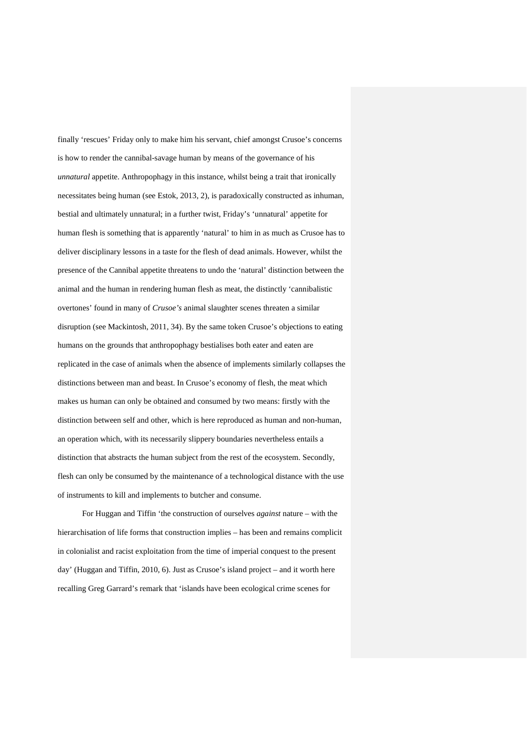finally 'rescues' Friday only to make him his servant, chief amongst Crusoe's concerns is how to render the cannibal-savage human by means of the governance of his *unnatural* appetite. Anthropophagy in this instance, whilst being a trait that ironically necessitates being human (see Estok, 2013, 2), is paradoxically constructed as inhuman, bestial and ultimately unnatural; in a further twist, Friday's 'unnatural' appetite for human flesh is something that is apparently 'natural' to him in as much as Crusoe has to deliver disciplinary lessons in a taste for the flesh of dead animals. However, whilst the presence of the Cannibal appetite threatens to undo the 'natural' distinction between the animal and the human in rendering human flesh as meat, the distinctly 'cannibalistic overtones' found in many of *Crusoe's* animal slaughter scenes threaten a similar disruption (see Mackintosh, 2011, 34). By the same token Crusoe's objections to eating humans on the grounds that anthropophagy bestialises both eater and eaten are replicated in the case of animals when the absence of implements similarly collapses the distinctions between man and beast. In Crusoe's economy of flesh, the meat which makes us human can only be obtained and consumed by two means: firstly with the distinction between self and other, which is here reproduced as human and non-human, an operation which, with its necessarily slippery boundaries nevertheless entails a distinction that abstracts the human subject from the rest of the ecosystem. Secondly, flesh can only be consumed by the maintenance of a technological distance with the use of instruments to kill and implements to butcher and consume.

For Huggan and Tiffin 'the construction of ourselves *against* nature – with the hierarchisation of life forms that construction implies – has been and remains complicit in colonialist and racist exploitation from the time of imperial conquest to the present day' (Huggan and Tiffin, 2010, 6). Just as Crusoe's island project – and it worth here recalling Greg Garrard's remark that 'islands have been ecological crime scenes for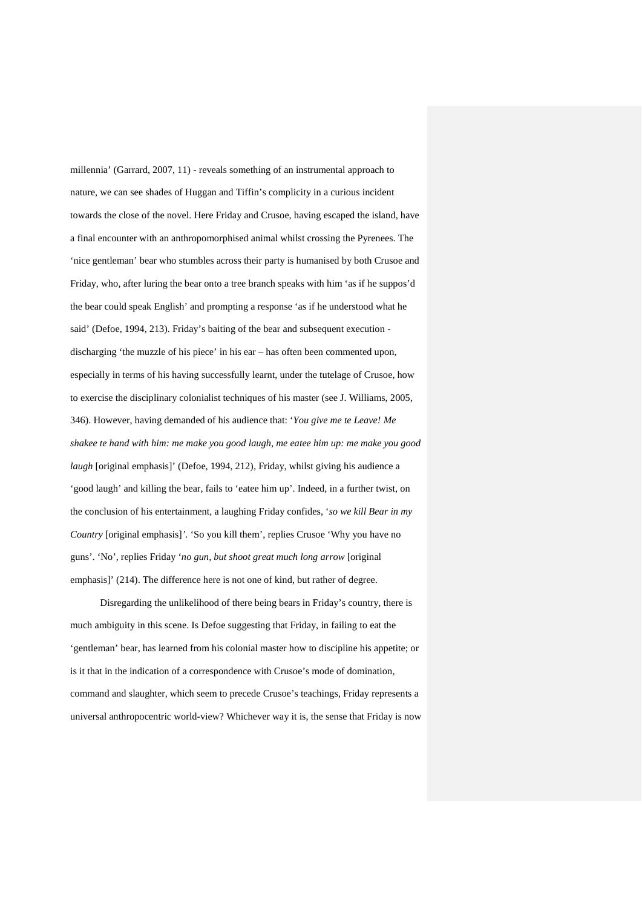millennia' (Garrard, 2007, 11) - reveals something of an instrumental approach to nature, we can see shades of Huggan and Tiffin's complicity in a curious incident towards the close of the novel. Here Friday and Crusoe, having escaped the island, have a final encounter with an anthropomorphised animal whilst crossing the Pyrenees. The 'nice gentleman' bear who stumbles across their party is humanised by both Crusoe and Friday, who, after luring the bear onto a tree branch speaks with him 'as if he suppos'd the bear could speak English' and prompting a response 'as if he understood what he said' (Defoe, 1994, 213). Friday's baiting of the bear and subsequent execution - discharging 'the muzzle of his piece' in his ear – has often been commented upon, especially in terms of his having successfully learnt, under the tutelage of Crusoe, how to exercise the disciplinary colonialist techniques of his master (see J. Williams, 2005, 346). However, having demanded of his audience that: '*You give me te Leave! Me shakee te hand with him: me make you good laugh, me eatee him up: me make you good laugh* [original emphasis]' (Defoe, 1994, 212), Friday, whilst giving his audience a 'good laugh' and killing the bear, fails to 'eatee him up'. Indeed, in a further twist, on the conclusion of his entertainment, a laughing Friday confides, '*so we kill Bear in my Country* [original emphasis]'. 'So you kill them', replies Crusoe 'Why you have no guns'. 'No', replies Friday '*no gun, but shoot great much long arrow* [original emphasis]' (214). The difference here is not one of kind, but rather of degree.

Disregarding the unlikelihood of there being bears in Friday's country, there is much ambiguity in this scene. Is Defoe suggesting that Friday, in failing to eat the 'gentleman' bear, has learned from his colonial master how to discipline his appetite; or is it that in the indication of a correspondence with Crusoe's mode of domination, command and slaughter, which seem to precede Crusoe's teachings, Friday represents a universal anthropocentric world-view? Whichever way it is, the sense that Friday is now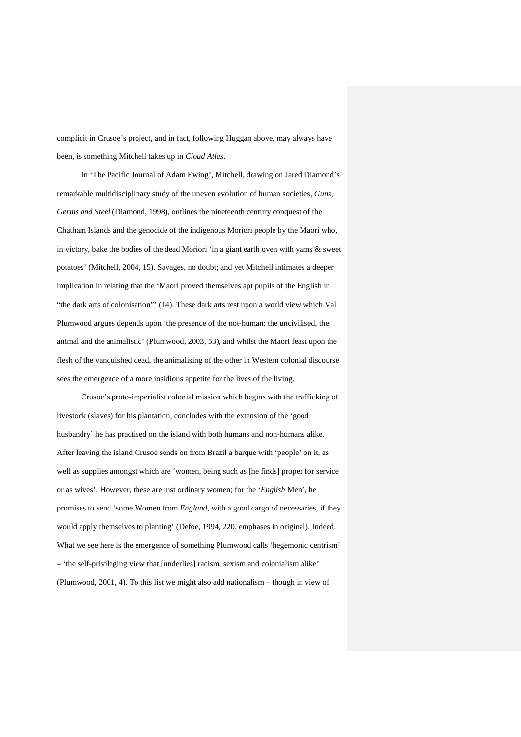complicit in Crusoe's project, and in fact, following Huggan above, may always have been, is something Mitchell takes up in *Cloud Atlas*.

In 'The Pacific Journal of Adam Ewing', Mitchell, drawing on Jared Diamond's remarkable multidisciplinary study of the uneven evolution of human societies, *Guns, Germs and Steel* (Diamond, 1998), outlines the nineteenth century conquest of the Chatham Islands and the genocide of the indigenous Moriori people by the Maori who, in victory, bake the bodies of the dead Moriori 'in a giant earth oven with yams & sweet potatoes' (Mitchell, 2004, 15). Savages, no doubt; and yet Mitchell intimates a deeper implication in relating that the 'Maori proved themselves apt pupils of the English in "the dark arts of colonisation"' (14). These dark arts rest upon a world view which Val Plumwood argues depends upon 'the presence of the not-human: the uncivilised, the animal and the animalistic' (Plumwood, 2003, 53), and whilst the Maori feast upon the flesh of the vanquished dead, the animalising of the other in Western colonial discourse sees the emergence of a more insidious appetite for the lives of the living.

Crusoe's proto-imperialist colonial mission which begins with the trafficking of livestock (slaves) for his plantation, concludes with the extension of the 'good husbandry' he has practised on the island with both humans and non-humans alike. After leaving the island Crusoe sends on from Brazil a barque with 'people' on it, as well as supplies amongst which are 'women, being such as [he finds] proper for service or as wives'. However, these are just ordinary women; for the '*English* Men', he promises to send 'some Women from *England*, with a good cargo of necessaries, if they would apply themselves to planting' (Defoe, 1994, 220, emphases in original). Indeed. What we see here is the emergence of something Plumwood calls 'hegemonic centrism' – 'the self-privileging view that [underlies] racism, sexism and colonialism alike' (Plumwood, 2001, 4). To this list we might also add nationalism – though in view of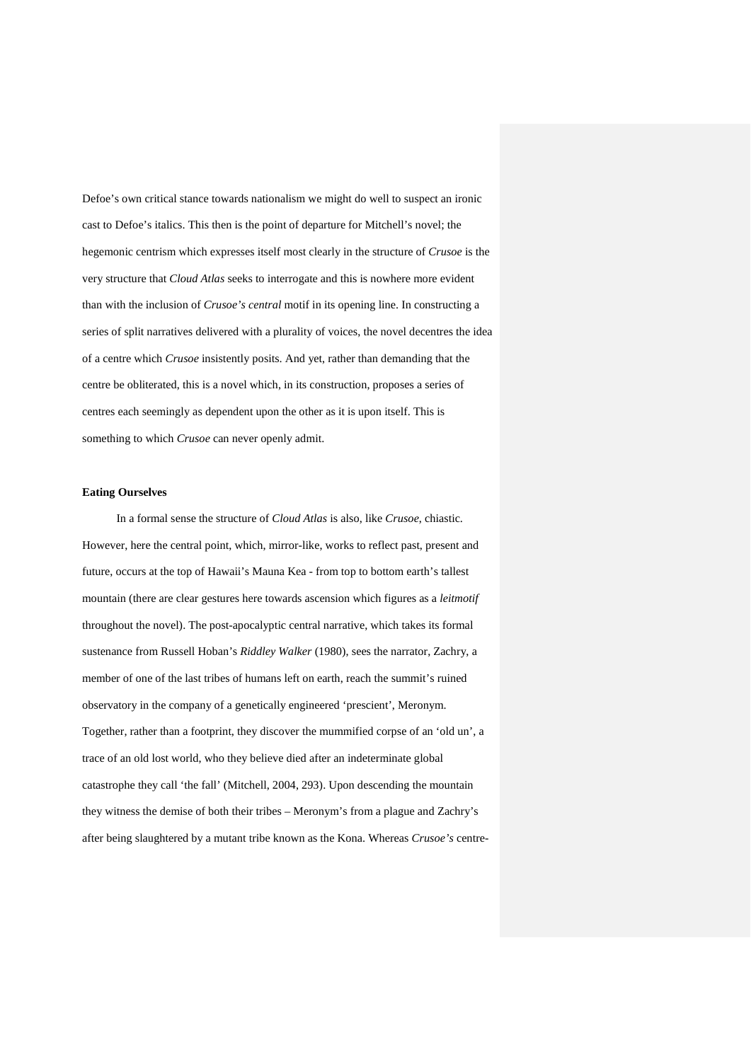Defoe's own critical stance towards nationalism we might do well to suspect an ironic cast to Defoe's italics. This then is the point of departure for Mitchell's novel; the hegemonic centrism which expresses itself most clearly in the structure of *Crusoe* is the very structure that *Cloud Atlas* seeks to interrogate and this is nowhere more evident than with the inclusion of *Crusoe's central* motif in its opening line. In constructing a series of split narratives delivered with a plurality of voices, the novel decentres the idea of a centre which *Crusoe* insistently posits. And yet, rather than demanding that the centre be obliterated, this is a novel which, in its construction, proposes a series of centres each seemingly as dependent upon the other as it is upon itself. This is something to which *Crusoe* can never openly admit.

**Eating Ourselves**

In a formal sense the structure of *Cloud Atlas* is also, like *Crusoe*, chiastic. However, here the central point, which, mirror-like, works to reflect past, present and future, occurs at the top of Hawaii's Mauna Kea - from top to bottom earth's tallest mountain (there are clear gestures here towards ascension which figures as a *leitmotif* throughout the novel). The post-apocalyptic central narrative, which takes its formal sustenance from Russell Hoban's *Riddley Walker* (1980), sees the narrator, Zachry, a member of one of the last tribes of humans left on earth, reach the summit's ruined observatory in the company of a genetically engineered 'prescient', Meronym. Together, rather than a footprint, they discover the mummified corpse of an 'old un', a trace of an old lost world, who they believe died after an indeterminate global catastrophe they call 'the fall' (Mitchell, 2004, 293). Upon descending the mountain they witness the demise of both their tribes – Meronym's from a plague and Zachry's after being slaughtered by a mutant tribe known as the Kona. Whereas *Crusoe's* centre-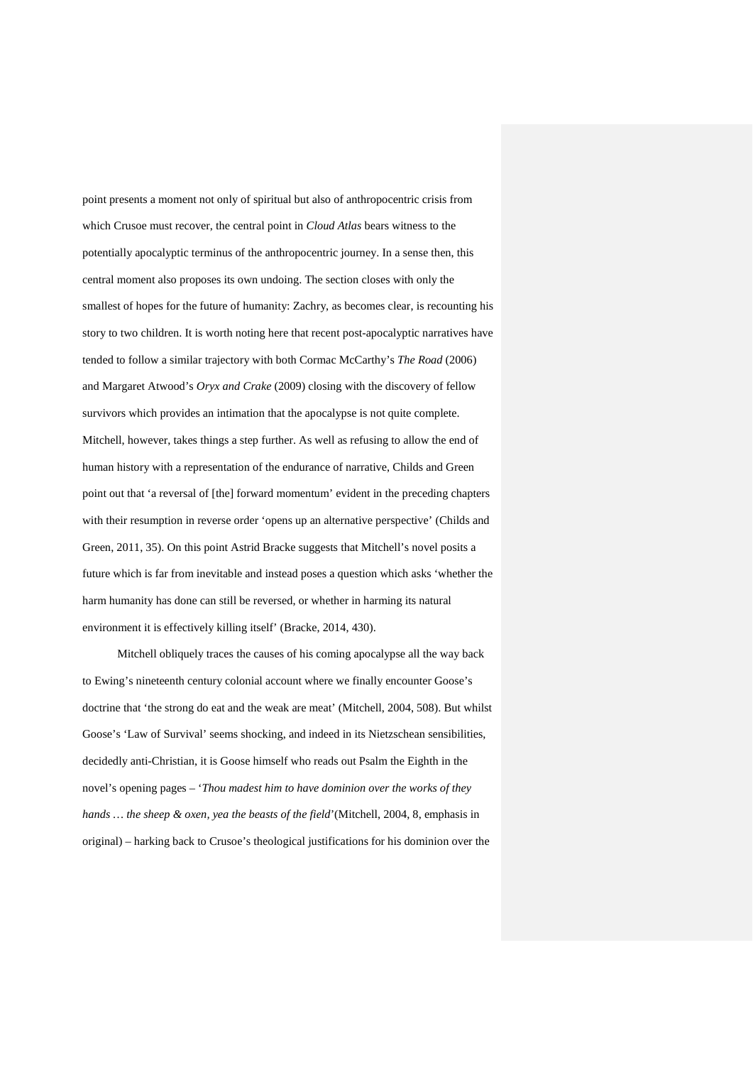point presents a moment not only of spiritual but also of anthropocentric crisis from which Crusoe must recover, the central point in *Cloud Atlas* bears witness to the potentially apocalyptic terminus of the anthropocentric journey. In a sense then, this central moment also proposes its own undoing. The section closes with only the smallest of hopes for the future of humanity: Zachry, as becomes clear, is recounting his story to two children. It is worth noting here that recent post-apocalyptic narratives have tended to follow a similar trajectory with both Cormac McCarthy's *The Road* (2006) and Margaret Atwood's *Oryx and Crake* (2009) closing with the discovery of fellow survivors which provides an intimation that the apocalypse is not quite complete. Mitchell, however, takes things a step further. As well as refusing to allow the end of human history with a representation of the endurance of narrative, Childs and Green point out that 'a reversal of [the] forward momentum' evident in the preceding chapters with their resumption in reverse order 'opens up an alternative perspective' (Childs and Green, 2011, 35). On this point Astrid Bracke suggests that Mitchell's novel posits a future which is far from inevitable and instead poses a question which asks 'whether the harm humanity has done can still be reversed, or whether in harming its natural environment it is effectively killing itself' (Bracke, 2014, 430).

Mitchell obliquely traces the causes of his coming apocalypse all the way back to Ewing's nineteenth century colonial account where we finally encounter Goose's doctrine that 'the strong do eat and the weak are meat' (Mitchell, 2004, 508). But whilst Goose's 'Law of Survival' seems shocking, and indeed in its Nietzschean sensibilities, decidedly anti-Christian, it is Goose himself who reads out Psalm the Eighth in the novel's opening pages – '*Thou madest him to have dominion over the works of they hands … the sheep & oxen, yea the beasts of the field*'(Mitchell, 2004, 8, emphasis in original) – harking back to Crusoe's theological justifications for his dominion over the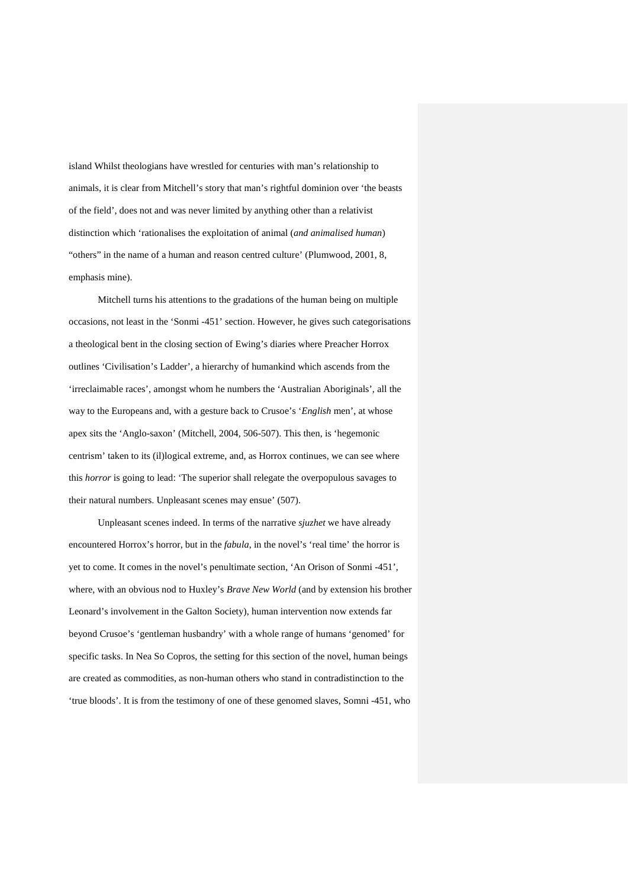island Whilst theologians have wrestled for centuries with man's relationship to animals, it is clear from Mitchell's story that man's rightful dominion over 'the beasts of the field', does not and was never limited by anything other than a relativist distinction which 'rationalises the exploitation of animal (*and animalised human*) "others" in the name of a human and reason centred culture' (Plumwood, 2001, 8, emphasis mine).

Mitchell turns his attentions to the gradations of the human being on multiple occasions, not least in the 'Sonmi -451' section. However, he gives such categorisations a theological bent in the closing section of Ewing's diaries where Preacher Horrox outlines 'Civilisation's Ladder', a hierarchy of humankind which ascends from the 'irreclaimable races', amongst whom he numbers the 'Australian Aboriginals', all the way to the Europeans and, with a gesture back to Crusoe's '*English* men', at whose apex sits the 'Anglo-saxon' (Mitchell, 2004, 506-507). This then, is 'hegemonic centrism' taken to its (il)logical extreme, and, as Horrox continues, we can see where this *horror* is going to lead: 'The superior shall relegate the overpopulous savages to their natural numbers. Unpleasant scenes may ensue' (507).

Unpleasant scenes indeed. In terms of the narrative *sjuzhet* we have already encountered Horrox's horror, but in the *fabula*, in the novel's 'real time' the horror is yet to come. It comes in the novel's penultimate section, 'An Orison of Sonmi -451', where, with an obvious nod to Huxley's *Brave New World* (and by extension his brother Leonard's involvement in the Galton Society), human intervention now extends far beyond Crusoe's 'gentleman husbandry' with a whole range of humans 'genomed' for specific tasks. In Nea So Copros, the setting for this section of the novel, human beings are created as commodities, as non-human others who stand in contradistinction to the 'true bloods'. It is from the testimony of one of these genomed slaves, Somni -451, who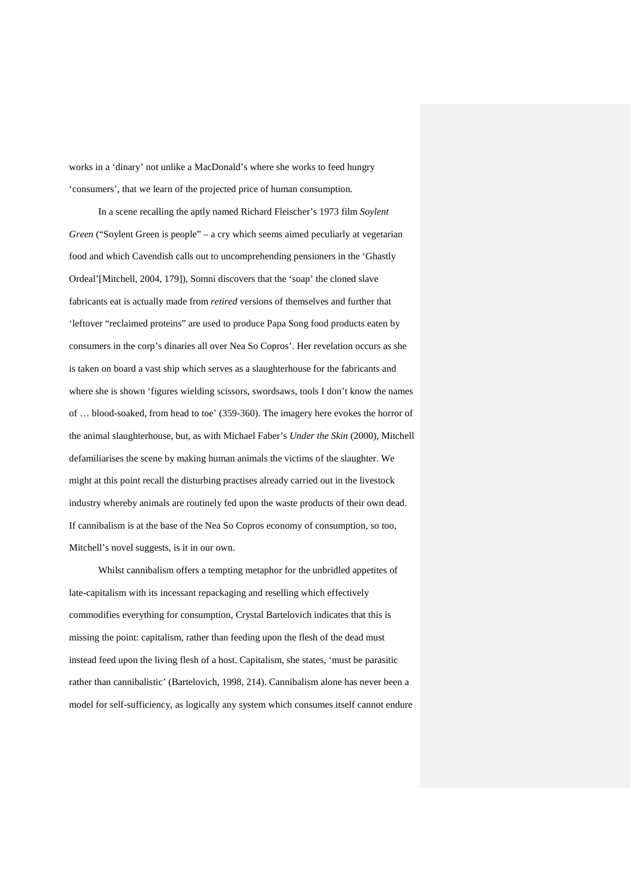works in a 'dinary' not unlike a MacDonald's where she works to feed hungry 'consumers', that we learn of the projected price of human consumption.

In a scene recalling the aptly named Richard Fleischer's 1973 film *Soylent Green* ("Soylent Green is people" – a cry which seems aimed peculiarly at vegetarian food and which Cavendish calls out to uncomprehending pensioners in the 'Ghastly Ordeal'[Mitchell, 2004, 179]), Somni discovers that the 'soap' the cloned slave fabricants eat is actually made from *retired* versions of themselves and further that 'leftover "reclaimed proteins" are used to produce Papa Song food products eaten by consumers in the corp's dinaries all over Nea So Copros'. Her revelation occurs as she is taken on board a vast ship which serves as a slaughterhouse for the fabricants and where she is shown 'figures wielding scissors, swordsaws, tools I don't know the names of … blood-soaked, from head to toe' (359-360). The imagery here evokes the horror of the animal slaughterhouse, but, as with Michael Faber's *Under the Skin* (2000), Mitchell defamiliarises the scene by making human animals the victims of the slaughter. We might at this point recall the disturbing practises already carried out in the livestock industry whereby animals are routinely fed upon the waste products of their own dead. If cannibalism is at the base of the Nea So Copros economy of consumption, so too, Mitchell's novel suggests, is it in our own.

Whilst cannibalism offers a tempting metaphor for the unbridled appetites of late-capitalism with its incessant repackaging and reselling which effectively commodifies everything for consumption, Crystal Bartelovich indicates that this is missing the point: capitalism, rather than feeding upon the flesh of the dead must instead feed upon the living flesh of a host. Capitalism, she states, 'must be parasitic rather than cannibalistic' (Bartelovich, 1998, 214). Cannibalism alone has never been a model for self-sufficiency, as logically any system which consumes itself cannot endure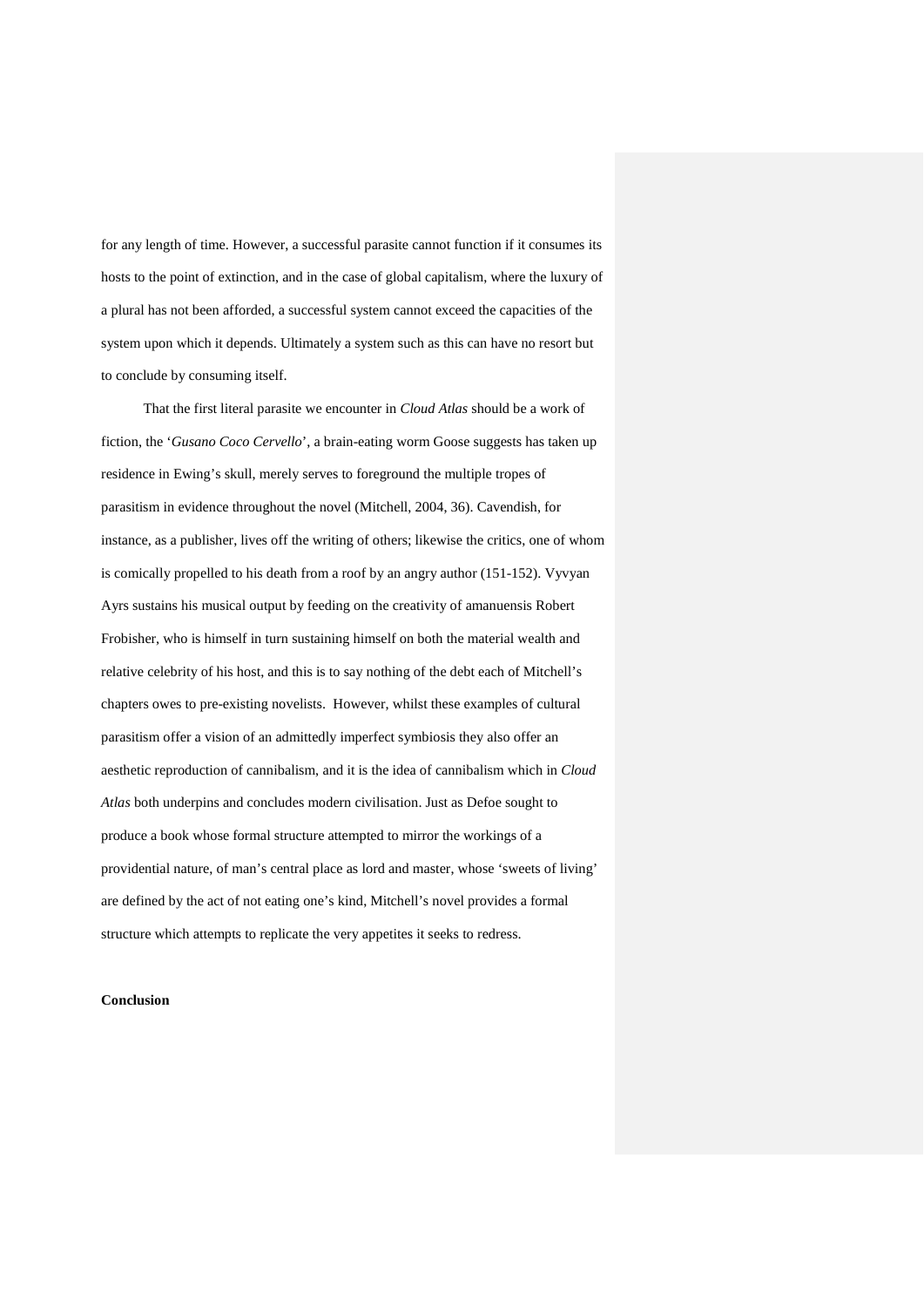for any length of time. However, a successful parasite cannot function if it consumes its hosts to the point of extinction, and in the case of global capitalism, where the luxury of a plural has not been afforded, a successful system cannot exceed the capacities of the system upon which it depends. Ultimately a system such as this can have no resort but to conclude by consuming itself.

That the first literal parasite we encounter in *Cloud Atlas* should be a work of fiction, the '*Gusano Coco Cervello*', a brain-eating worm Goose suggests has taken up residence in Ewing's skull, merely serves to foreground the multiple tropes of parasitism in evidence throughout the novel (Mitchell, 2004, 36). Cavendish, for instance, as a publisher, lives off the writing of others; likewise the critics, one of whom is comically propelled to his death from a roof by an angry author (151-152). Vyvyan Ayrs sustains his musical output by feeding on the creativity of amanuensis Robert Frobisher, who is himself in turn sustaining himself on both the material wealth and relative celebrity of his host, and this is to say nothing of the debt each of Mitchell's chapters owes to pre-existing novelists. However, whilst these examples of cultural parasitism offer a vision of an admittedly imperfect symbiosis they also offer an aesthetic reproduction of cannibalism, and it is the idea of cannibalism which in *Cloud Atlas* both underpins and concludes modern civilisation. Just as Defoe sought to produce a book whose formal structure attempted to mirror the workings of a providential nature, of man's central place as lord and master, whose 'sweets of living' are defined by the act of not eating one's kind, Mitchell's novel provides a formal structure which attempts to replicate the very appetites it seeks to redress.

**Conclusion**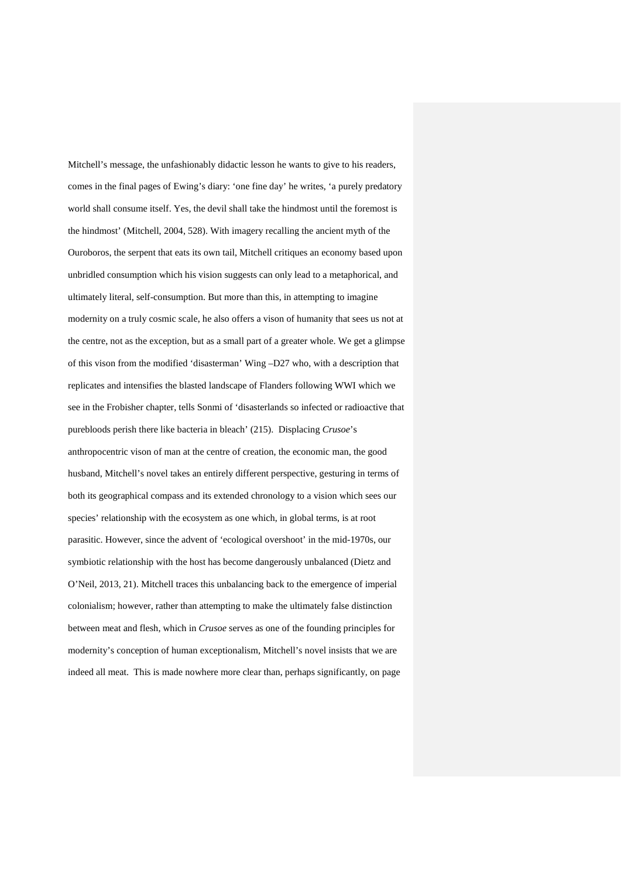Mitchell's message, the unfashionably didactic lesson he wants to give to his readers, comes in the final pages of Ewing's diary: 'one fine day' he writes, 'a purely predatory world shall consume itself. Yes, the devil shall take the hindmost until the foremost is the hindmost' (Mitchell, 2004, 528). With imagery recalling the ancient myth of the Ouroboros, the serpent that eats its own tail, Mitchell critiques an economy based upon unbridled consumption which his vision suggests can only lead to a metaphorical, and ultimately literal, self-consumption. But more than this, in attempting to imagine modernity on a truly cosmic scale, he also offers a vison of humanity that sees us not at the centre, not as the exception, but as a small part of a greater whole. We get a glimpse of this vison from the modified 'disasterman' Wing –D27 who, with a description that replicates and intensifies the blasted landscape of Flanders following WWI which we see in the Frobisher chapter, tells Sonmi of 'disasterlands so infected or radioactive that purebloods perish there like bacteria in bleach' (215). Displacing *Crusoe*'s anthropocentric vison of man at the centre of creation, the economic man, the good husband, Mitchell's novel takes an entirely different perspective, gesturing in terms of both its geographical compass and its extended chronology to a vision which sees our species' relationship with the ecosystem as one which, in global terms, is at root parasitic. However, since the advent of 'ecological overshoot' in the mid-1970s, our symbiotic relationship with the host has become dangerously unbalanced (Dietz and O'Neil, 2013, 21). Mitchell traces this unbalancing back to the emergence of imperial colonialism; however, rather than attempting to make the ultimately false distinction between meat and flesh, which in *Crusoe* serves as one of the founding principles for modernity's conception of human exceptionalism, Mitchell's novel insists that we are indeed all meat. This is made nowhere more clear than, perhaps significantly, on page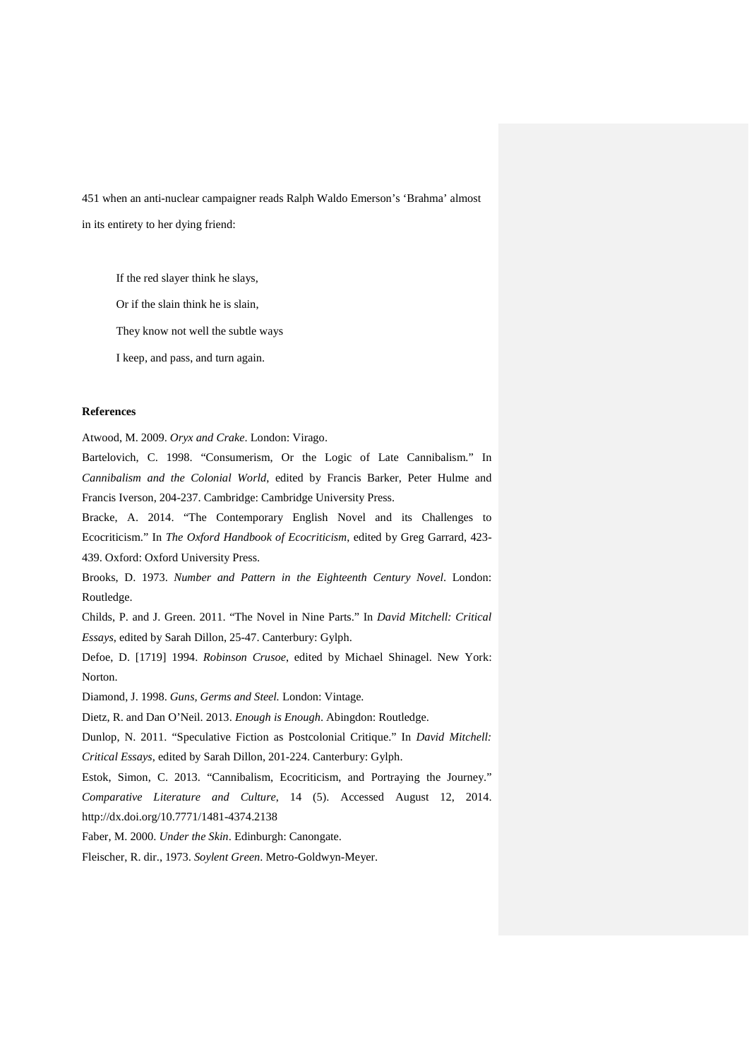451 when an anti-nuclear campaigner reads Ralph Waldo Emerson's 'Brahma' almost in its entirety to her dying friend:

> If the red slayer think he slays,
>
> Or if the slain think he is slain,
>
> They know not well the subtle ways
>
> I keep, and pass, and turn again.

**References**

Atwood, M. 2009. *Oryx and Crake*. London: Virago.

Bartelovich, C. 1998. "Consumerism, Or the Logic of Late Cannibalism." In *Cannibalism and the Colonial World*, edited by Francis Barker, Peter Hulme and Francis Iverson, 204-237. Cambridge: Cambridge University Press.

Bracke, A. 2014. "The Contemporary English Novel and its Challenges to Ecocriticism." In *The Oxford Handbook of Ecocriticism*, edited by Greg Garrard, 423-439. Oxford: Oxford University Press.

Brooks, D. 1973. *Number and Pattern in the Eighteenth Century Novel*. London: Routledge.

Childs, P. and J. Green. 2011. "The Novel in Nine Parts." In *David Mitchell: Critical Essays*, edited by Sarah Dillon, 25-47. Canterbury: Gylph.

Defoe, D. [1719] 1994. *Robinson Crusoe*, edited by Michael Shinagel. New York: Norton.

Diamond, J. 1998. *Guns, Germs and Steel.* London: Vintage.

Dietz, R. and Dan O'Neil. 2013. *Enough is Enough*. Abingdon: Routledge.

Dunlop, N. 2011. "Speculative Fiction as Postcolonial Critique." In *David Mitchell: Critical Essays*, edited by Sarah Dillon, 201-224. Canterbury: Gylph.

Estok, Simon, C. 2013. "Cannibalism, Ecocriticism, and Portraying the Journey." *Comparative Literature and Culture*, 14 (5). Accessed August 12, 2014. http://dx.doi.org/10.7771/1481-4374.2138

Faber, M. 2000. *Under the Skin*. Edinburgh: Canongate.

Fleischer, R. dir., 1973. *Soylent Green*. Metro-Goldwyn-Meyer.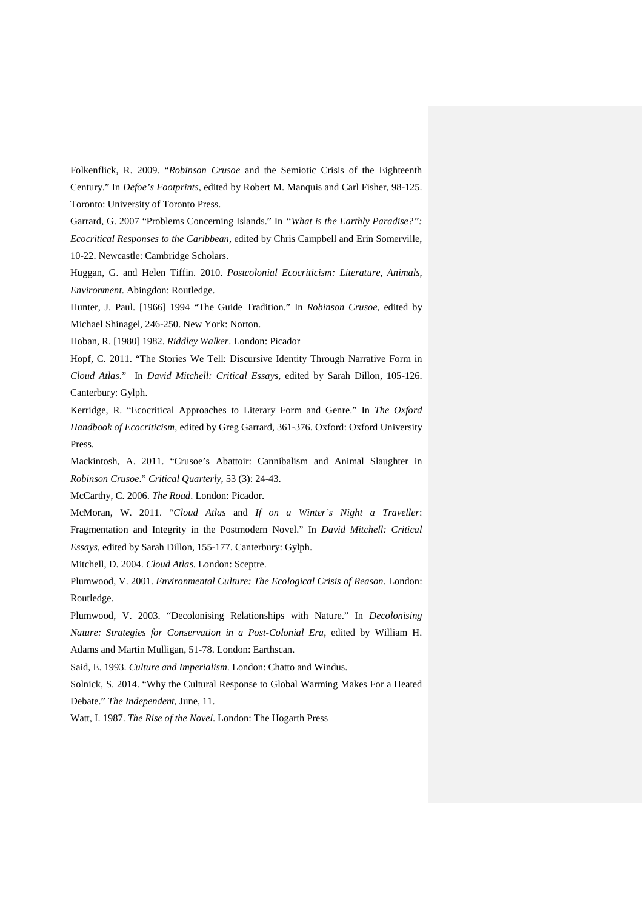Folkenflick, R. 2009. "*Robinson Crusoe* and the Semiotic Crisis of the Eighteenth Century." In *Defoe's Footprints*, edited by Robert M. Manquis and Carl Fisher, 98-125. Toronto: University of Toronto Press.

Garrard, G. 2007 "Problems Concerning Islands." In *"What is the Earthly Paradise?": Ecocritical Responses to the Caribbean*, edited by Chris Campbell and Erin Somerville, 10-22. Newcastle: Cambridge Scholars.

Huggan, G. and Helen Tiffin. 2010. *Postcolonial Ecocriticism: Literature, Animals, Environment.* Abingdon: Routledge.

Hunter, J. Paul. [1966] 1994 "The Guide Tradition." In *Robinson Crusoe*, edited by Michael Shinagel, 246-250. New York: Norton.

Hoban, R. [1980] 1982. *Riddley Walker*. London: Picador

Hopf, C. 2011. "The Stories We Tell: Discursive Identity Through Narrative Form in *Cloud Atlas*." In *David Mitchell: Critical Essays*, edited by Sarah Dillon, 105-126. Canterbury: Gylph.

Kerridge, R. "Ecocritical Approaches to Literary Form and Genre." In *The Oxford Handbook of Ecocriticism*, edited by Greg Garrard, 361-376. Oxford: Oxford University Press.

Mackintosh, A. 2011. "Crusoe's Abattoir: Cannibalism and Animal Slaughter in *Robinson Crusoe*." *Critical Quarterly,* 53 (3): 24-43.

McCarthy, C. 2006. *The Road*. London: Picador.

McMoran, W. 2011. "*Cloud Atlas* and *If on a Winter's Night a Traveller*: Fragmentation and Integrity in the Postmodern Novel." In *David Mitchell: Critical Essays*, edited by Sarah Dillon, 155-177. Canterbury: Gylph.

Mitchell, D. 2004. *Cloud Atlas*. London: Sceptre.

Plumwood, V. 2001. *Environmental Culture: The Ecological Crisis of Reason*. London: Routledge.

Plumwood, V. 2003. "Decolonising Relationships with Nature." In *Decolonising Nature: Strategies for Conservation in a Post-Colonial Era*, edited by William H. Adams and Martin Mulligan, 51-78. London: Earthscan.

Said, E. 1993. *Culture and Imperialism*. London: Chatto and Windus.

Solnick, S. 2014. "Why the Cultural Response to Global Warming Makes For a Heated Debate." *The Independent*, June, 11.

Watt, I. 1987. *The Rise of the Novel*. London: The Hogarth Press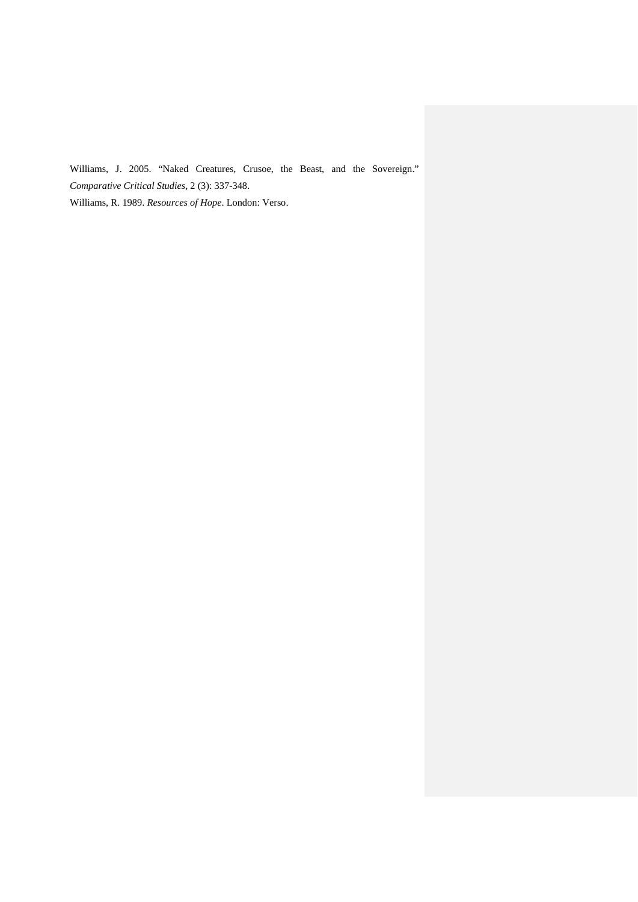Williams, J. 2005. "Naked Creatures, Crusoe, the Beast, and the Sovereign." *Comparative Critical Studies*, 2 (3): 337-348.

Williams, R. 1989. *Resources of Hope*. London: Verso.